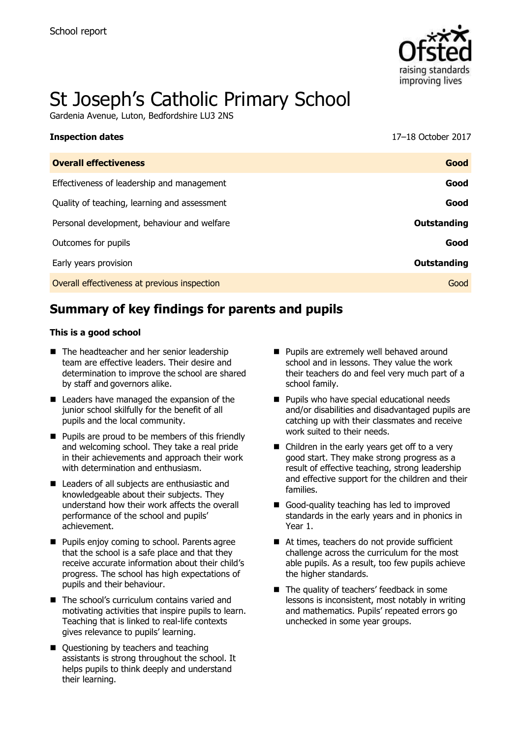School report

# St Joseph's Catholic Primary School

Gardenia Avenue, Luton, Bedfordshire LU3 2NS

| **Inspection dates** | 17–18 October 2017 |
| --- | --- |
| **Overall effectiveness** | **Good** |
| Effectiveness of leadership and management | **Good** |
| Quality of teaching, learning and assessment | **Good** |
| Personal development, behaviour and welfare | **Outstanding** |
| Outcomes for pupils | **Good** |
| Early years provision | **Outstanding** |
| Overall effectiveness at previous inspection | Good |

## Summary of key findings for parents and pupils

**This is a good school**

- The headteacher and her senior leadership team are effective leaders. Their desire and determination to improve the school are shared by staff and governors alike.
- Leaders have managed the expansion of the junior school skilfully for the benefit of all pupils and the local community.
- Pupils are proud to be members of this friendly and welcoming school. They take a real pride in their achievements and approach their work with determination and enthusiasm.
- Leaders of all subjects are enthusiastic and knowledgeable about their subjects. They understand how their work affects the overall performance of the school and pupils' achievement.
- Pupils enjoy coming to school. Parents agree that the school is a safe place and that they receive accurate information about their child's progress. The school has high expectations of pupils and their behaviour.
- The school's curriculum contains varied and motivating activities that inspire pupils to learn. Teaching that is linked to real-life contexts gives relevance to pupils' learning.
- Questioning by teachers and teaching assistants is strong throughout the school. It helps pupils to think deeply and understand their learning.
- Pupils are extremely well behaved around school and in lessons. They value the work their teachers do and feel very much part of a school family.
- Pupils who have special educational needs and/or disabilities and disadvantaged pupils are catching up with their classmates and receive work suited to their needs.
- Children in the early years get off to a very good start. They make strong progress as a result of effective teaching, strong leadership and effective support for the children and their families.
- Good-quality teaching has led to improved standards in the early years and in phonics in Year 1.
- At times, teachers do not provide sufficient challenge across the curriculum for the most able pupils. As a result, too few pupils achieve the higher standards.
- The quality of teachers' feedback in some lessons is inconsistent, most notably in writing and mathematics. Pupils' repeated errors go unchecked in some year groups.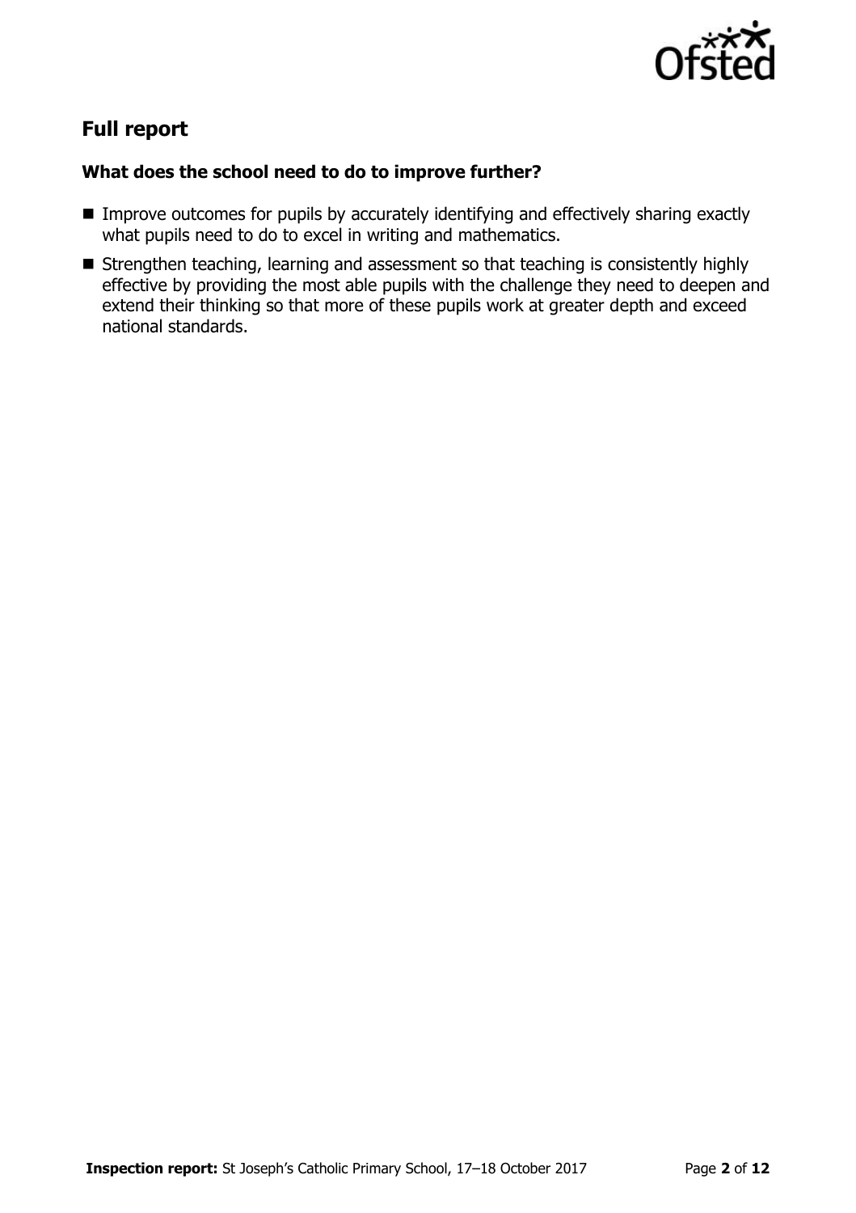## Full report

### What does the school need to do to improve further?

- Improve outcomes for pupils by accurately identifying and effectively sharing exactly what pupils need to do to excel in writing and mathematics.
- Strengthen teaching, learning and assessment so that teaching is consistently highly effective by providing the most able pupils with the challenge they need to deepen and extend their thinking so that more of these pupils work at greater depth and exceed national standards.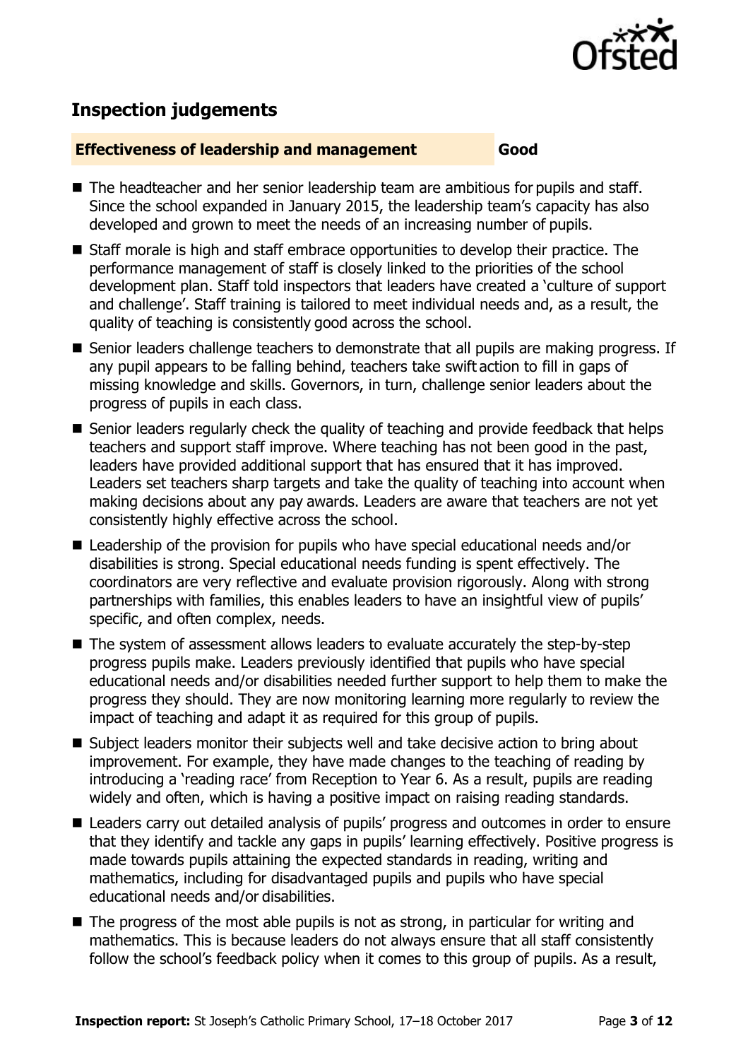## Inspection judgements

**Effectiveness of leadership and management** **Good**

- The headteacher and her senior leadership team are ambitious for pupils and staff. Since the school expanded in January 2015, the leadership team's capacity has also developed and grown to meet the needs of an increasing number of pupils.
- Staff morale is high and staff embrace opportunities to develop their practice. The performance management of staff is closely linked to the priorities of the school development plan. Staff told inspectors that leaders have created a 'culture of support and challenge'. Staff training is tailored to meet individual needs and, as a result, the quality of teaching is consistently good across the school.
- Senior leaders challenge teachers to demonstrate that all pupils are making progress. If any pupil appears to be falling behind, teachers take swift action to fill in gaps of missing knowledge and skills. Governors, in turn, challenge senior leaders about the progress of pupils in each class.
- Senior leaders regularly check the quality of teaching and provide feedback that helps teachers and support staff improve. Where teaching has not been good in the past, leaders have provided additional support that has ensured that it has improved. Leaders set teachers sharp targets and take the quality of teaching into account when making decisions about any pay awards. Leaders are aware that teachers are not yet consistently highly effective across the school.
- Leadership of the provision for pupils who have special educational needs and/or disabilities is strong. Special educational needs funding is spent effectively. The coordinators are very reflective and evaluate provision rigorously. Along with strong partnerships with families, this enables leaders to have an insightful view of pupils' specific, and often complex, needs.
- The system of assessment allows leaders to evaluate accurately the step-by-step progress pupils make. Leaders previously identified that pupils who have special educational needs and/or disabilities needed further support to help them to make the progress they should. They are now monitoring learning more regularly to review the impact of teaching and adapt it as required for this group of pupils.
- Subject leaders monitor their subjects well and take decisive action to bring about improvement. For example, they have made changes to the teaching of reading by introducing a 'reading race' from Reception to Year 6. As a result, pupils are reading widely and often, which is having a positive impact on raising reading standards.
- Leaders carry out detailed analysis of pupils' progress and outcomes in order to ensure that they identify and tackle any gaps in pupils' learning effectively. Positive progress is made towards pupils attaining the expected standards in reading, writing and mathematics, including for disadvantaged pupils and pupils who have special educational needs and/or disabilities.
- The progress of the most able pupils is not as strong, in particular for writing and mathematics. This is because leaders do not always ensure that all staff consistently follow the school's feedback policy when it comes to this group of pupils. As a result,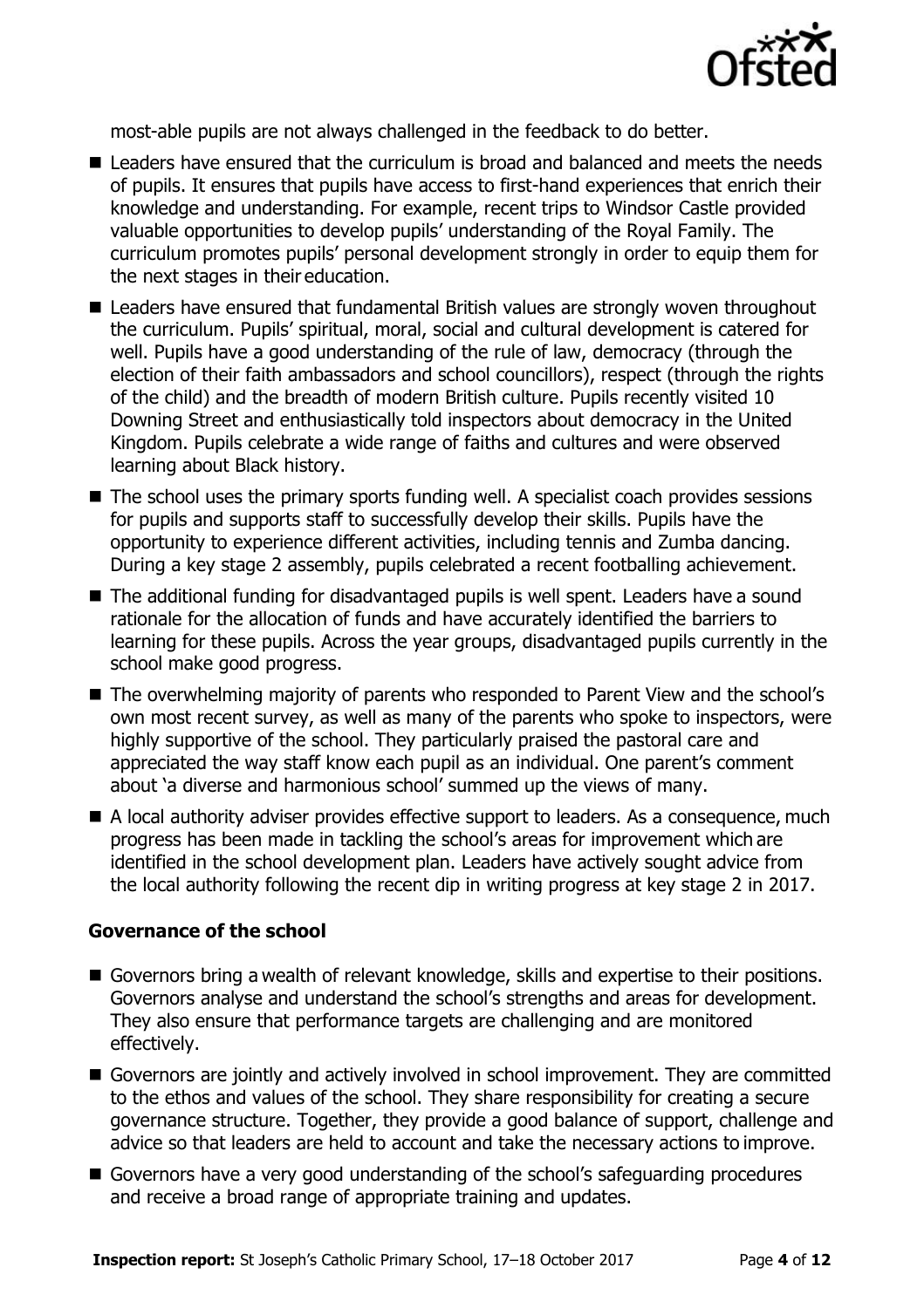most-able pupils are not always challenged in the feedback to do better.

- Leaders have ensured that the curriculum is broad and balanced and meets the needs of pupils. It ensures that pupils have access to first-hand experiences that enrich their knowledge and understanding. For example, recent trips to Windsor Castle provided valuable opportunities to develop pupils' understanding of the Royal Family. The curriculum promotes pupils' personal development strongly in order to equip them for the next stages in their education.
- Leaders have ensured that fundamental British values are strongly woven throughout the curriculum. Pupils' spiritual, moral, social and cultural development is catered for well. Pupils have a good understanding of the rule of law, democracy (through the election of their faith ambassadors and school councillors), respect (through the rights of the child) and the breadth of modern British culture. Pupils recently visited 10 Downing Street and enthusiastically told inspectors about democracy in the United Kingdom. Pupils celebrate a wide range of faiths and cultures and were observed learning about Black history.
- The school uses the primary sports funding well. A specialist coach provides sessions for pupils and supports staff to successfully develop their skills. Pupils have the opportunity to experience different activities, including tennis and Zumba dancing. During a key stage 2 assembly, pupils celebrated a recent footballing achievement.
- The additional funding for disadvantaged pupils is well spent. Leaders have a sound rationale for the allocation of funds and have accurately identified the barriers to learning for these pupils. Across the year groups, disadvantaged pupils currently in the school make good progress.
- The overwhelming majority of parents who responded to Parent View and the school's own most recent survey, as well as many of the parents who spoke to inspectors, were highly supportive of the school. They particularly praised the pastoral care and appreciated the way staff know each pupil as an individual. One parent's comment about 'a diverse and harmonious school' summed up the views of many.
- A local authority adviser provides effective support to leaders. As a consequence, much progress has been made in tackling the school's areas for improvement which are identified in the school development plan. Leaders have actively sought advice from the local authority following the recent dip in writing progress at key stage 2 in 2017.

### Governance of the school

- Governors bring a wealth of relevant knowledge, skills and expertise to their positions. Governors analyse and understand the school's strengths and areas for development. They also ensure that performance targets are challenging and are monitored effectively.
- Governors are jointly and actively involved in school improvement. They are committed to the ethos and values of the school. They share responsibility for creating a secure governance structure. Together, they provide a good balance of support, challenge and advice so that leaders are held to account and take the necessary actions to improve.
- Governors have a very good understanding of the school's safeguarding procedures and receive a broad range of appropriate training and updates.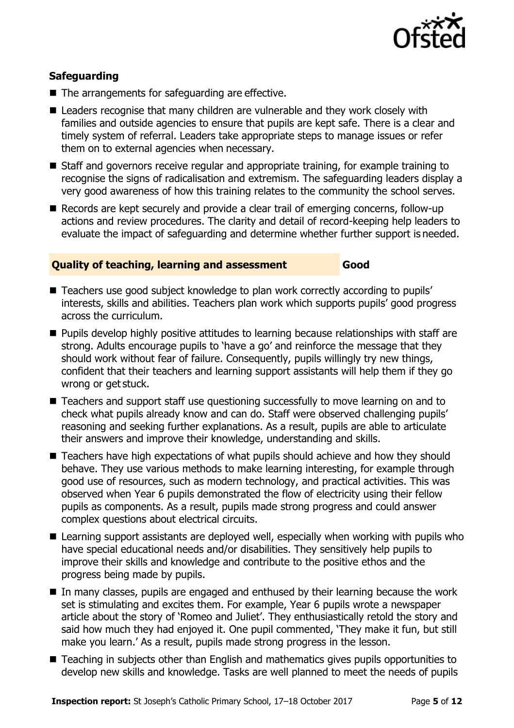### Safeguarding

- The arrangements for safeguarding are effective.
- Leaders recognise that many children are vulnerable and they work closely with families and outside agencies to ensure that pupils are kept safe. There is a clear and timely system of referral. Leaders take appropriate steps to manage issues or refer them on to external agencies when necessary.
- Staff and governors receive regular and appropriate training, for example training to recognise the signs of radicalisation and extremism. The safeguarding leaders display a very good awareness of how this training relates to the community the school serves.
- Records are kept securely and provide a clear trail of emerging concerns, follow-up actions and review procedures. The clarity and detail of record-keeping help leaders to evaluate the impact of safeguarding and determine whether further support is needed.

## Quality of teaching, learning and assessment — Good

- Teachers use good subject knowledge to plan work correctly according to pupils' interests, skills and abilities. Teachers plan work which supports pupils' good progress across the curriculum.
- Pupils develop highly positive attitudes to learning because relationships with staff are strong. Adults encourage pupils to 'have a go' and reinforce the message that they should work without fear of failure. Consequently, pupils willingly try new things, confident that their teachers and learning support assistants will help them if they go wrong or get stuck.
- Teachers and support staff use questioning successfully to move learning on and to check what pupils already know and can do. Staff were observed challenging pupils' reasoning and seeking further explanations. As a result, pupils are able to articulate their answers and improve their knowledge, understanding and skills.
- Teachers have high expectations of what pupils should achieve and how they should behave. They use various methods to make learning interesting, for example through good use of resources, such as modern technology, and practical activities. This was observed when Year 6 pupils demonstrated the flow of electricity using their fellow pupils as components. As a result, pupils made strong progress and could answer complex questions about electrical circuits.
- Learning support assistants are deployed well, especially when working with pupils who have special educational needs and/or disabilities. They sensitively help pupils to improve their skills and knowledge and contribute to the positive ethos and the progress being made by pupils.
- In many classes, pupils are engaged and enthused by their learning because the work set is stimulating and excites them. For example, Year 6 pupils wrote a newspaper article about the story of 'Romeo and Juliet'. They enthusiastically retold the story and said how much they had enjoyed it. One pupil commented, 'They make it fun, but still make you learn.' As a result, pupils made strong progress in the lesson.
- Teaching in subjects other than English and mathematics gives pupils opportunities to develop new skills and knowledge. Tasks are well planned to meet the needs of pupils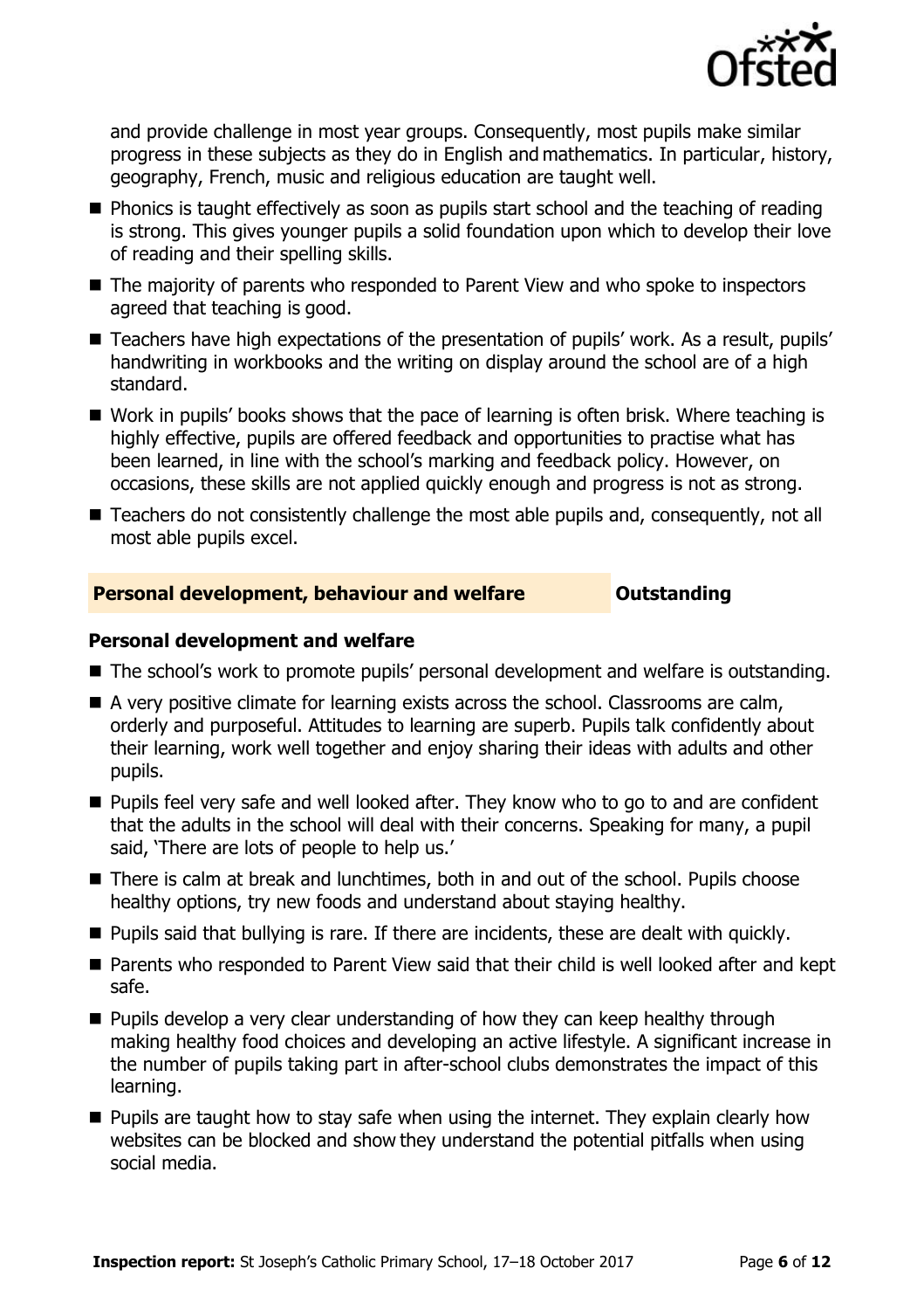and provide challenge in most year groups. Consequently, most pupils make similar progress in these subjects as they do in English and mathematics. In particular, history, geography, French, music and religious education are taught well.

- Phonics is taught effectively as soon as pupils start school and the teaching of reading is strong. This gives younger pupils a solid foundation upon which to develop their love of reading and their spelling skills.
- The majority of parents who responded to Parent View and who spoke to inspectors agreed that teaching is good.
- Teachers have high expectations of the presentation of pupils' work. As a result, pupils' handwriting in workbooks and the writing on display around the school are of a high standard.
- Work in pupils' books shows that the pace of learning is often brisk. Where teaching is highly effective, pupils are offered feedback and opportunities to practise what has been learned, in line with the school's marking and feedback policy. However, on occasions, these skills are not applied quickly enough and progress is not as strong.
- Teachers do not consistently challenge the most able pupils and, consequently, not all most able pupils excel.

## Personal development, behaviour and welfare — Outstanding

### Personal development and welfare

- The school's work to promote pupils' personal development and welfare is outstanding.
- A very positive climate for learning exists across the school. Classrooms are calm, orderly and purposeful. Attitudes to learning are superb. Pupils talk confidently about their learning, work well together and enjoy sharing their ideas with adults and other pupils.
- Pupils feel very safe and well looked after. They know who to go to and are confident that the adults in the school will deal with their concerns. Speaking for many, a pupil said, 'There are lots of people to help us.'
- There is calm at break and lunchtimes, both in and out of the school. Pupils choose healthy options, try new foods and understand about staying healthy.
- Pupils said that bullying is rare. If there are incidents, these are dealt with quickly.
- Parents who responded to Parent View said that their child is well looked after and kept safe.
- Pupils develop a very clear understanding of how they can keep healthy through making healthy food choices and developing an active lifestyle. A significant increase in the number of pupils taking part in after-school clubs demonstrates the impact of this learning.
- Pupils are taught how to stay safe when using the internet. They explain clearly how websites can be blocked and show they understand the potential pitfalls when using social media.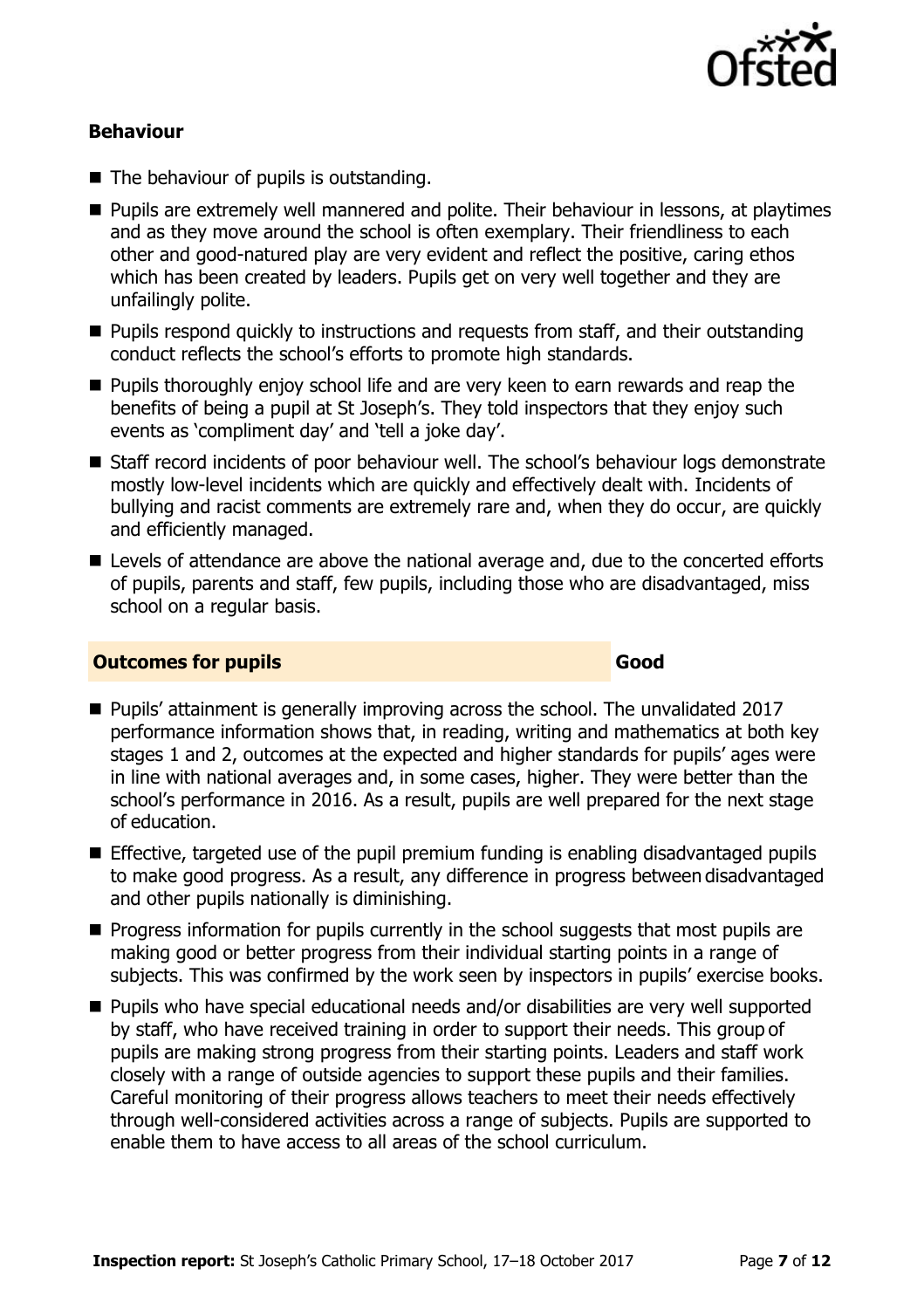### Behaviour

- The behaviour of pupils is outstanding.
- Pupils are extremely well mannered and polite. Their behaviour in lessons, at playtimes and as they move around the school is often exemplary. Their friendliness to each other and good-natured play are very evident and reflect the positive, caring ethos which has been created by leaders. Pupils get on very well together and they are unfailingly polite.
- Pupils respond quickly to instructions and requests from staff, and their outstanding conduct reflects the school's efforts to promote high standards.
- Pupils thoroughly enjoy school life and are very keen to earn rewards and reap the benefits of being a pupil at St Joseph's. They told inspectors that they enjoy such events as 'compliment day' and 'tell a joke day'.
- Staff record incidents of poor behaviour well. The school's behaviour logs demonstrate mostly low-level incidents which are quickly and effectively dealt with. Incidents of bullying and racist comments are extremely rare and, when they do occur, are quickly and efficiently managed.
- Levels of attendance are above the national average and, due to the concerted efforts of pupils, parents and staff, few pupils, including those who are disadvantaged, miss school on a regular basis.

## Outcomes for pupils — Good

- Pupils' attainment is generally improving across the school. The unvalidated 2017 performance information shows that, in reading, writing and mathematics at both key stages 1 and 2, outcomes at the expected and higher standards for pupils' ages were in line with national averages and, in some cases, higher. They were better than the school's performance in 2016. As a result, pupils are well prepared for the next stage of education.
- Effective, targeted use of the pupil premium funding is enabling disadvantaged pupils to make good progress. As a result, any difference in progress between disadvantaged and other pupils nationally is diminishing.
- Progress information for pupils currently in the school suggests that most pupils are making good or better progress from their individual starting points in a range of subjects. This was confirmed by the work seen by inspectors in pupils' exercise books.
- Pupils who have special educational needs and/or disabilities are very well supported by staff, who have received training in order to support their needs. This group of pupils are making strong progress from their starting points. Leaders and staff work closely with a range of outside agencies to support these pupils and their families. Careful monitoring of their progress allows teachers to meet their needs effectively through well-considered activities across a range of subjects. Pupils are supported to enable them to have access to all areas of the school curriculum.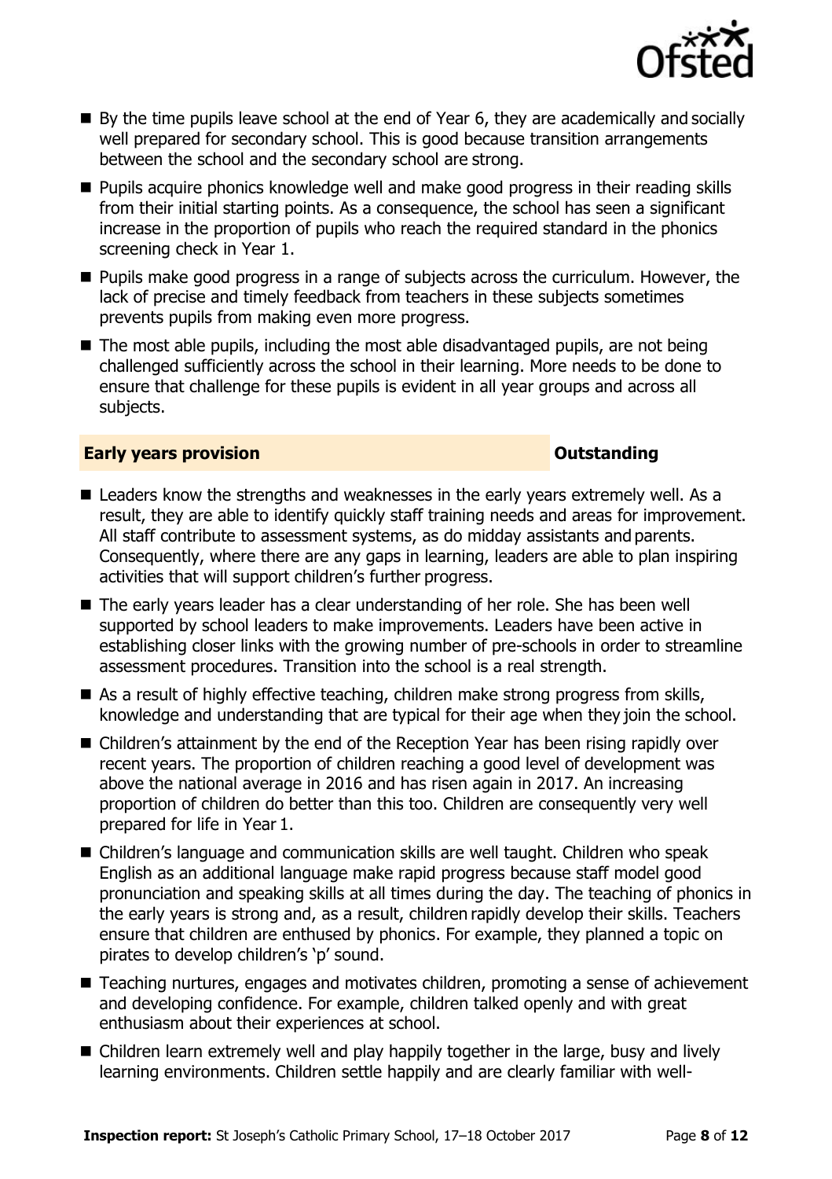- By the time pupils leave school at the end of Year 6, they are academically and socially well prepared for secondary school. This is good because transition arrangements between the school and the secondary school are strong.
- Pupils acquire phonics knowledge well and make good progress in their reading skills from their initial starting points. As a consequence, the school has seen a significant increase in the proportion of pupils who reach the required standard in the phonics screening check in Year 1.
- Pupils make good progress in a range of subjects across the curriculum. However, the lack of precise and timely feedback from teachers in these subjects sometimes prevents pupils from making even more progress.
- The most able pupils, including the most able disadvantaged pupils, are not being challenged sufficiently across the school in their learning. More needs to be done to ensure that challenge for these pupils is evident in all year groups and across all subjects.

## Early years provision — Outstanding

- Leaders know the strengths and weaknesses in the early years extremely well. As a result, they are able to identify quickly staff training needs and areas for improvement. All staff contribute to assessment systems, as do midday assistants and parents. Consequently, where there are any gaps in learning, leaders are able to plan inspiring activities that will support children's further progress.
- The early years leader has a clear understanding of her role. She has been well supported by school leaders to make improvements. Leaders have been active in establishing closer links with the growing number of pre-schools in order to streamline assessment procedures. Transition into the school is a real strength.
- As a result of highly effective teaching, children make strong progress from skills, knowledge and understanding that are typical for their age when they join the school.
- Children's attainment by the end of the Reception Year has been rising rapidly over recent years. The proportion of children reaching a good level of development was above the national average in 2016 and has risen again in 2017. An increasing proportion of children do better than this too. Children are consequently very well prepared for life in Year 1.
- Children's language and communication skills are well taught. Children who speak English as an additional language make rapid progress because staff model good pronunciation and speaking skills at all times during the day. The teaching of phonics in the early years is strong and, as a result, children rapidly develop their skills. Teachers ensure that children are enthused by phonics. For example, they planned a topic on pirates to develop children's 'p' sound.
- Teaching nurtures, engages and motivates children, promoting a sense of achievement and developing confidence. For example, children talked openly and with great enthusiasm about their experiences at school.
- Children learn extremely well and play happily together in the large, busy and lively learning environments. Children settle happily and are clearly familiar with well-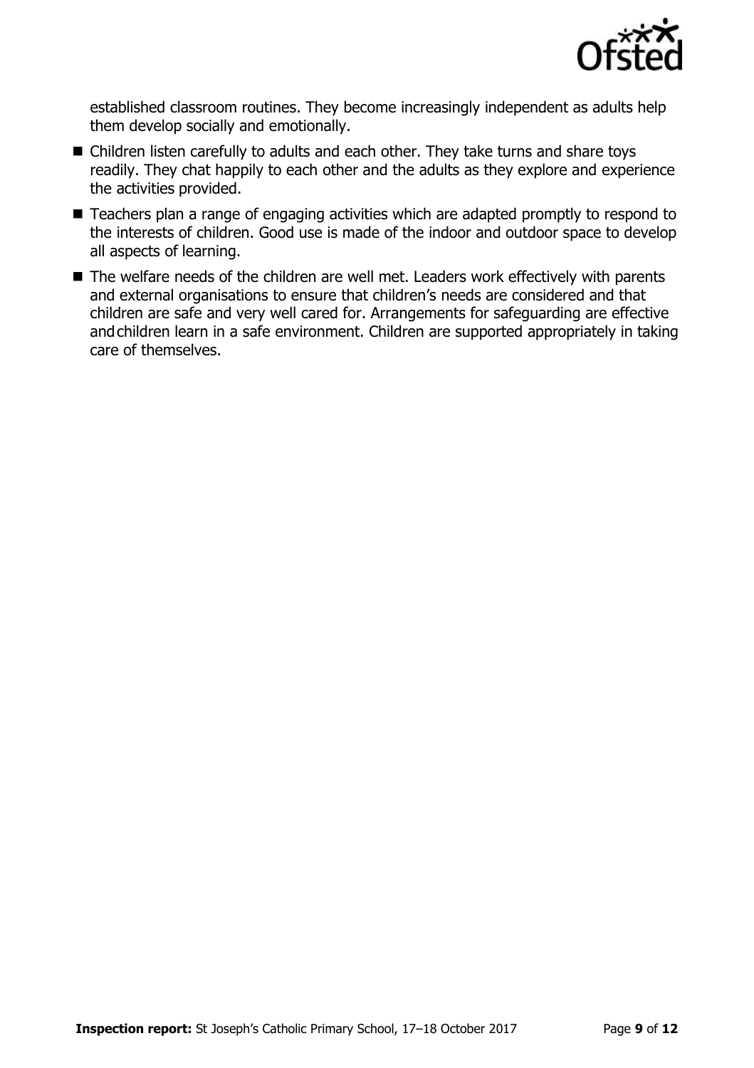established classroom routines. They become increasingly independent as adults help them develop socially and emotionally.

- Children listen carefully to adults and each other. They take turns and share toys readily. They chat happily to each other and the adults as they explore and experience the activities provided.
- Teachers plan a range of engaging activities which are adapted promptly to respond to the interests of children. Good use is made of the indoor and outdoor space to develop all aspects of learning.
- The welfare needs of the children are well met. Leaders work effectively with parents and external organisations to ensure that children's needs are considered and that children are safe and very well cared for. Arrangements for safeguarding are effective and children learn in a safe environment. Children are supported appropriately in taking care of themselves.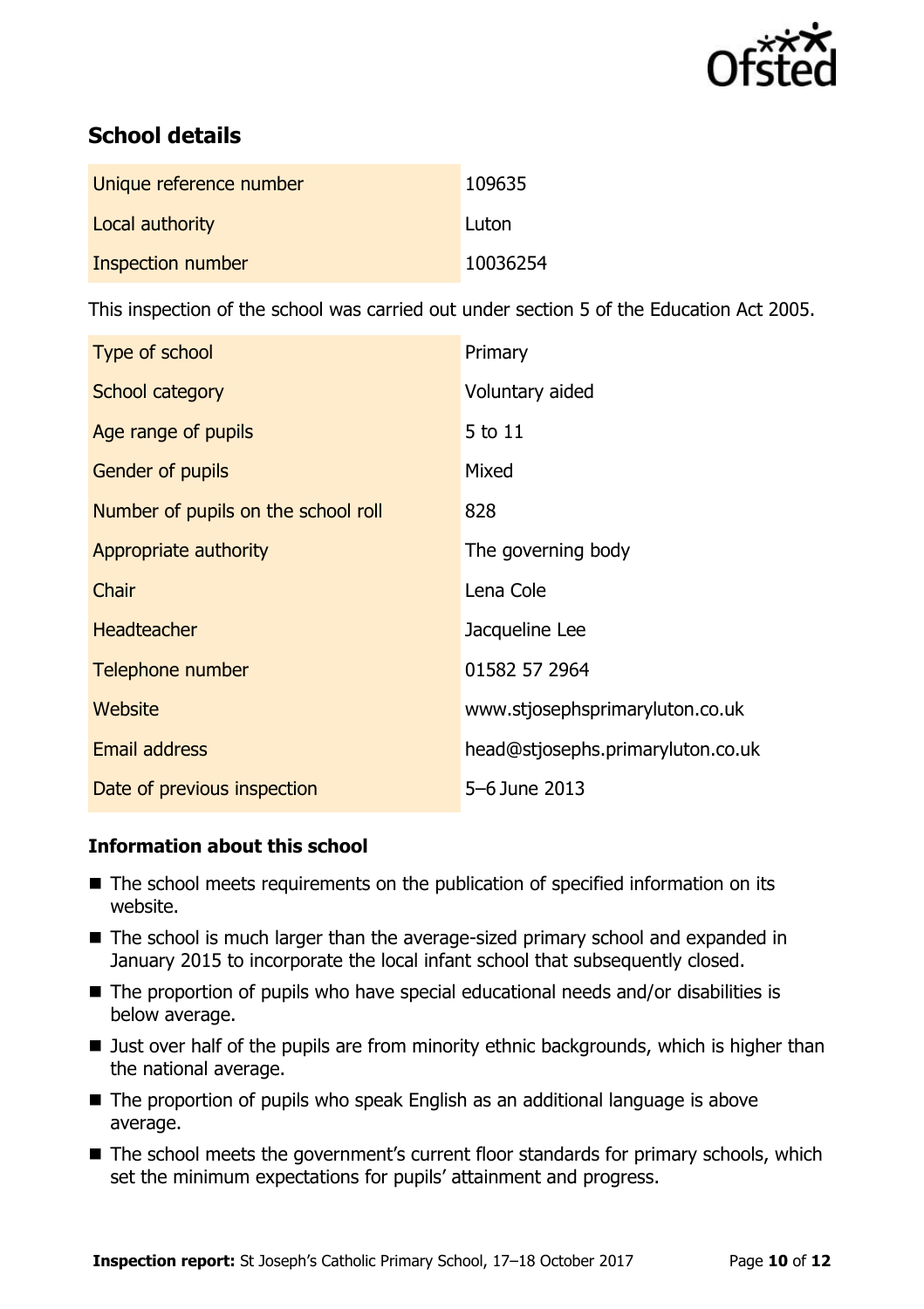## School details

| Unique reference number | 109635 |
| --- | --- |
| Local authority | Luton |
| Inspection number | 10036254 |

This inspection of the school was carried out under section 5 of the Education Act 2005.

| Type of school | Primary |
| --- | --- |
| School category | Voluntary aided |
| Age range of pupils | 5 to 11 |
| Gender of pupils | Mixed |
| Number of pupils on the school roll | 828 |
| Appropriate authority | The governing body |
| Chair | Lena Cole |
| Headteacher | Jacqueline Lee |
| Telephone number | 01582 57 2964 |
| Website | www.stjosephsprimaryluton.co.uk |
| Email address | head@stjosephs.primaryluton.co.uk |
| Date of previous inspection | 5–6 June 2013 |

### Information about this school

- The school meets requirements on the publication of specified information on its website.
- The school is much larger than the average-sized primary school and expanded in January 2015 to incorporate the local infant school that subsequently closed.
- The proportion of pupils who have special educational needs and/or disabilities is below average.
- Just over half of the pupils are from minority ethnic backgrounds, which is higher than the national average.
- The proportion of pupils who speak English as an additional language is above average.
- The school meets the government's current floor standards for primary schools, which set the minimum expectations for pupils' attainment and progress.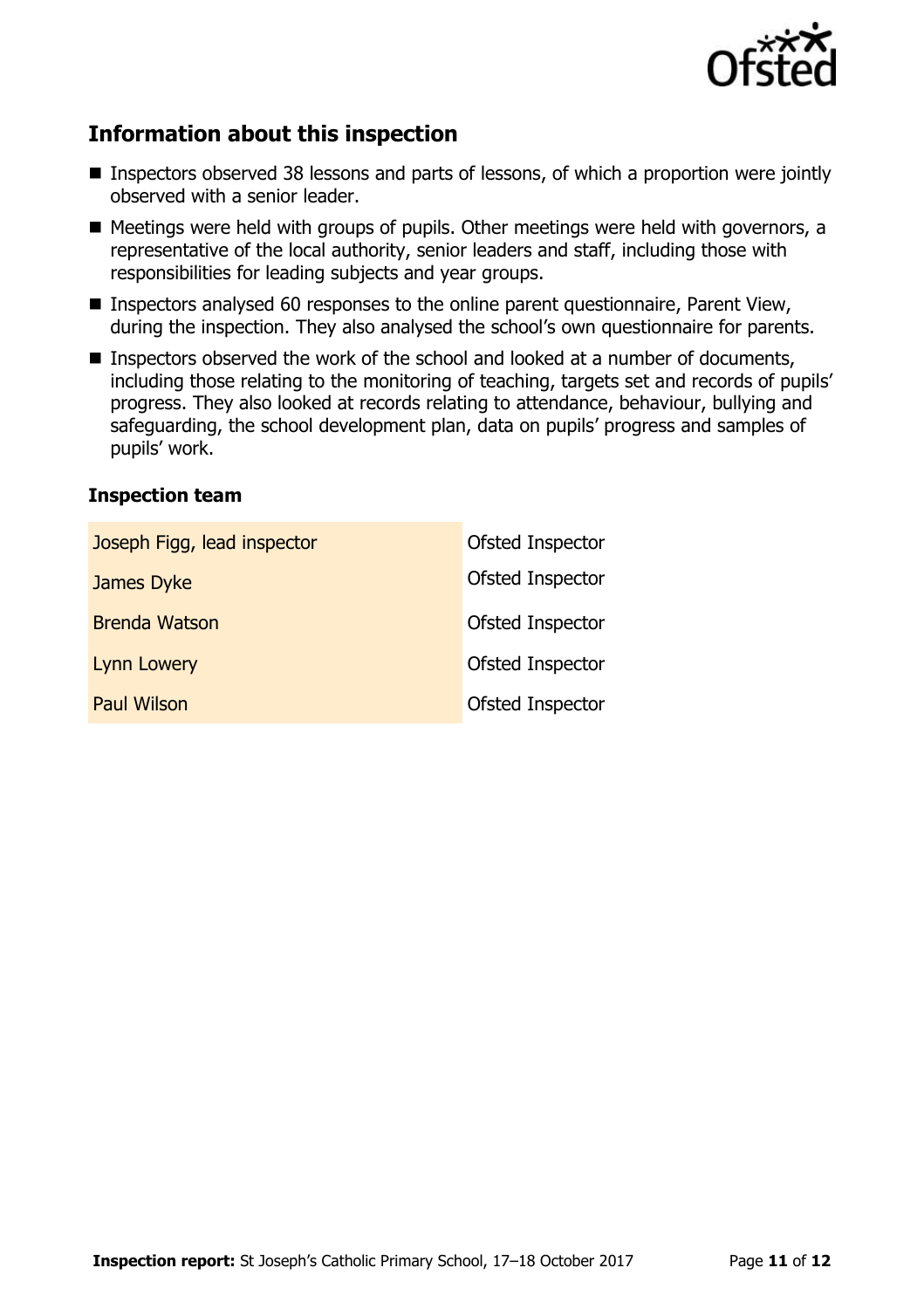## Information about this inspection

- Inspectors observed 38 lessons and parts of lessons, of which a proportion were jointly observed with a senior leader.
- Meetings were held with groups of pupils. Other meetings were held with governors, a representative of the local authority, senior leaders and staff, including those with responsibilities for leading subjects and year groups.
- Inspectors analysed 60 responses to the online parent questionnaire, Parent View, during the inspection. They also analysed the school's own questionnaire for parents.
- Inspectors observed the work of the school and looked at a number of documents, including those relating to the monitoring of teaching, targets set and records of pupils' progress. They also looked at records relating to attendance, behaviour, bullying and safeguarding, the school development plan, data on pupils' progress and samples of pupils' work.

### Inspection team

| | |
|---|---|
| Joseph Figg, lead inspector | Ofsted Inspector |
| James Dyke | Ofsted Inspector |
| Brenda Watson | Ofsted Inspector |
| Lynn Lowery | Ofsted Inspector |
| Paul Wilson | Ofsted Inspector |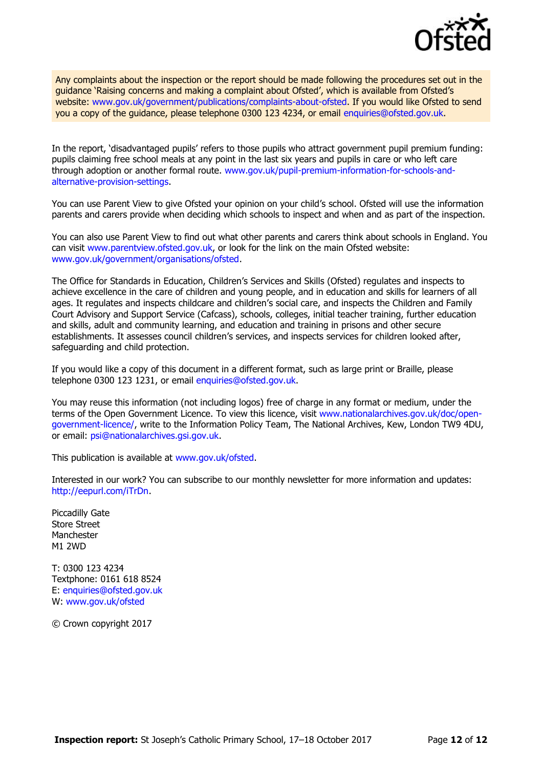Any complaints about the inspection or the report should be made following the procedures set out in the guidance 'Raising concerns and making a complaint about Ofsted', which is available from Ofsted's website: www.gov.uk/government/publications/complaints-about-ofsted. If you would like Ofsted to send you a copy of the guidance, please telephone 0300 123 4234, or email enquiries@ofsted.gov.uk.

In the report, 'disadvantaged pupils' refers to those pupils who attract government pupil premium funding: pupils claiming free school meals at any point in the last six years and pupils in care or who left care through adoption or another formal route. www.gov.uk/pupil-premium-information-for-schools-and-alternative-provision-settings.

You can use Parent View to give Ofsted your opinion on your child's school. Ofsted will use the information parents and carers provide when deciding which schools to inspect and when and as part of the inspection.

You can also use Parent View to find out what other parents and carers think about schools in England. You can visit www.parentview.ofsted.gov.uk, or look for the link on the main Ofsted website: www.gov.uk/government/organisations/ofsted.

The Office for Standards in Education, Children's Services and Skills (Ofsted) regulates and inspects to achieve excellence in the care of children and young people, and in education and skills for learners of all ages. It regulates and inspects childcare and children's social care, and inspects the Children and Family Court Advisory and Support Service (Cafcass), schools, colleges, initial teacher training, further education and skills, adult and community learning, and education and training in prisons and other secure establishments. It assesses council children's services, and inspects services for children looked after, safeguarding and child protection.

If you would like a copy of this document in a different format, such as large print or Braille, please telephone 0300 123 1231, or email enquiries@ofsted.gov.uk.

You may reuse this information (not including logos) free of charge in any format or medium, under the terms of the Open Government Licence. To view this licence, visit www.nationalarchives.gov.uk/doc/open-government-licence/, write to the Information Policy Team, The National Archives, Kew, London TW9 4DU, or email: psi@nationalarchives.gsi.gov.uk.

This publication is available at www.gov.uk/ofsted.

Interested in our work? You can subscribe to our monthly newsletter for more information and updates: http://eepurl.com/iTrDn.

Piccadilly Gate
Store Street
Manchester
M1 2WD

T: 0300 123 4234
Textphone: 0161 618 8524
E: enquiries@ofsted.gov.uk
W: www.gov.uk/ofsted

© Crown copyright 2017